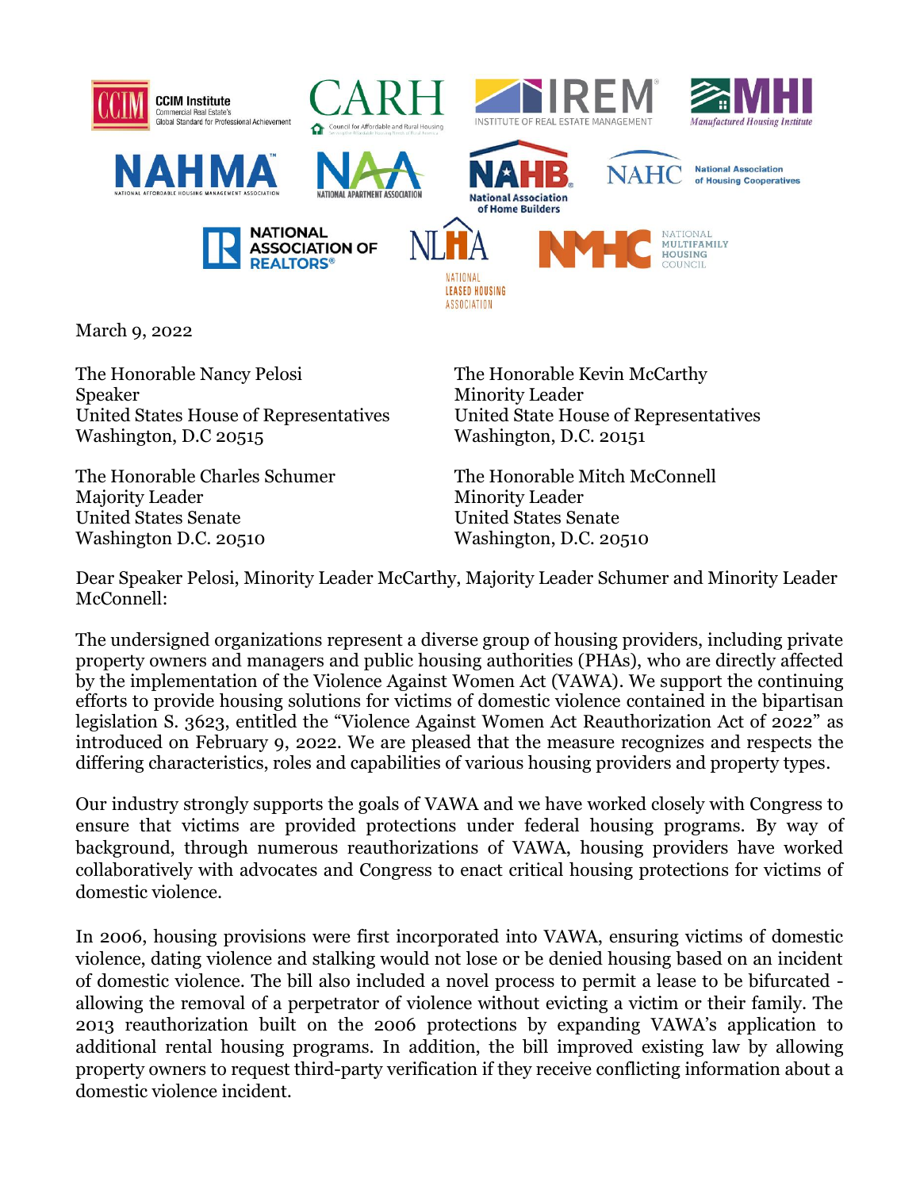March 9, 2022

The Honorable Nancy Pelosi
Speaker
United States House of Representatives
Washington, D.C 20515

The Honorable Kevin McCarthy
Minority Leader
United State House of Representatives
Washington, D.C. 20151

The Honorable Charles Schumer
Majority Leader
United States Senate
Washington D.C. 20510

The Honorable Mitch McConnell
Minority Leader
United States Senate
Washington, D.C. 20510

Dear Speaker Pelosi, Minority Leader McCarthy, Majority Leader Schumer and Minority Leader McConnell:

The undersigned organizations represent a diverse group of housing providers, including private property owners and managers and public housing authorities (PHAs), who are directly affected by the implementation of the Violence Against Women Act (VAWA). We support the continuing efforts to provide housing solutions for victims of domestic violence contained in the bipartisan legislation S. 3623, entitled the "Violence Against Women Act Reauthorization Act of 2022" as introduced on February 9, 2022. We are pleased that the measure recognizes and respects the differing characteristics, roles and capabilities of various housing providers and property types.

Our industry strongly supports the goals of VAWA and we have worked closely with Congress to ensure that victims are provided protections under federal housing programs. By way of background, through numerous reauthorizations of VAWA, housing providers have worked collaboratively with advocates and Congress to enact critical housing protections for victims of domestic violence.

In 2006, housing provisions were first incorporated into VAWA, ensuring victims of domestic violence, dating violence and stalking would not lose or be denied housing based on an incident of domestic violence. The bill also included a novel process to permit a lease to be bifurcated - allowing the removal of a perpetrator of violence without evicting a victim or their family. The 2013 reauthorization built on the 2006 protections by expanding VAWA's application to additional rental housing programs. In addition, the bill improved existing law by allowing property owners to request third-party verification if they receive conflicting information about a domestic violence incident.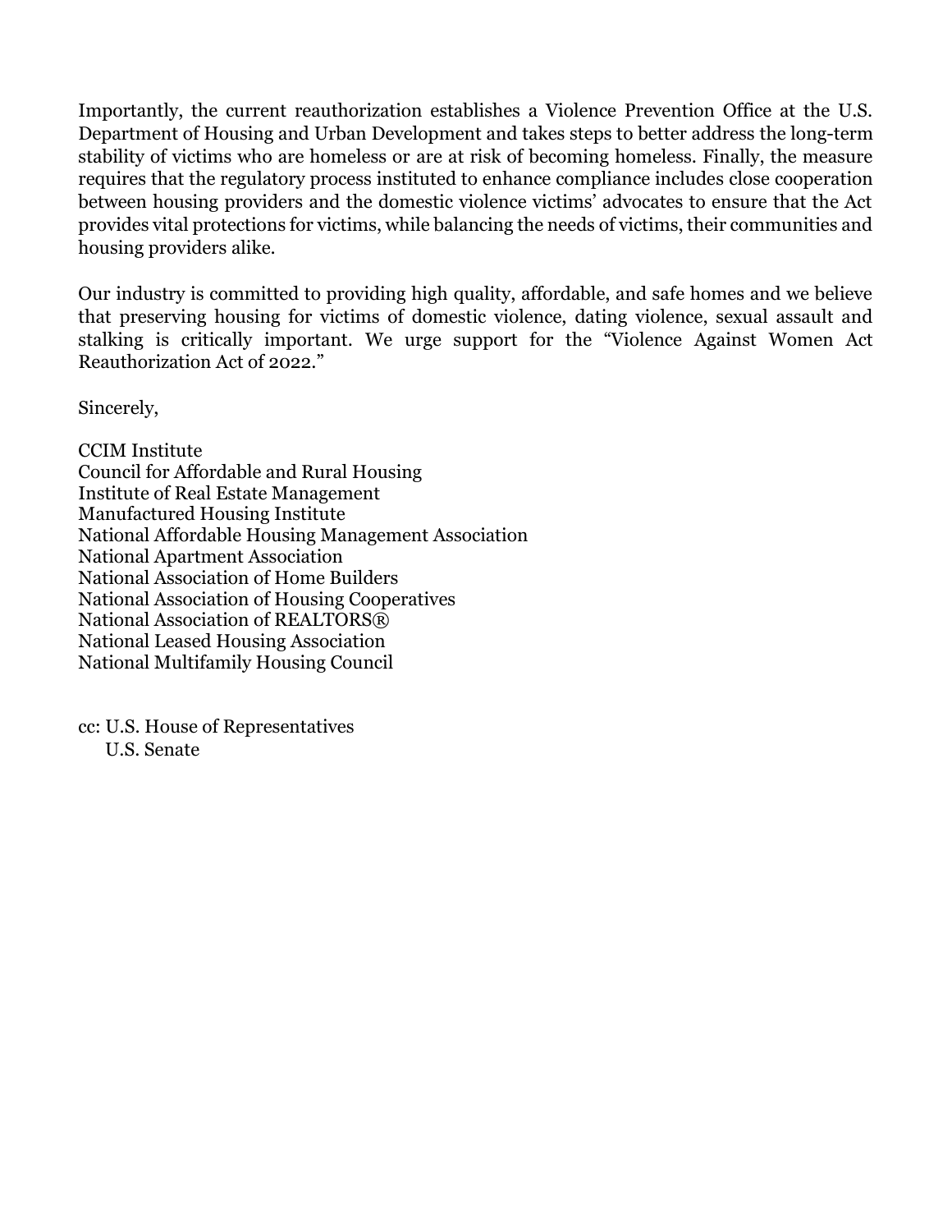Importantly, the current reauthorization establishes a Violence Prevention Office at the U.S. Department of Housing and Urban Development and takes steps to better address the long-term stability of victims who are homeless or are at risk of becoming homeless. Finally, the measure requires that the regulatory process instituted to enhance compliance includes close cooperation between housing providers and the domestic violence victims' advocates to ensure that the Act provides vital protections for victims, while balancing the needs of victims, their communities and housing providers alike.

Our industry is committed to providing high quality, affordable, and safe homes and we believe that preserving housing for victims of domestic violence, dating violence, sexual assault and stalking is critically important. We urge support for the "Violence Against Women Act Reauthorization Act of 2022."

Sincerely,

CCIM Institute
Council for Affordable and Rural Housing
Institute of Real Estate Management
Manufactured Housing Institute
National Affordable Housing Management Association
National Apartment Association
National Association of Home Builders
National Association of Housing Cooperatives
National Association of REALTORS®
National Leased Housing Association
National Multifamily Housing Council

cc: U.S. House of Representatives
U.S. Senate